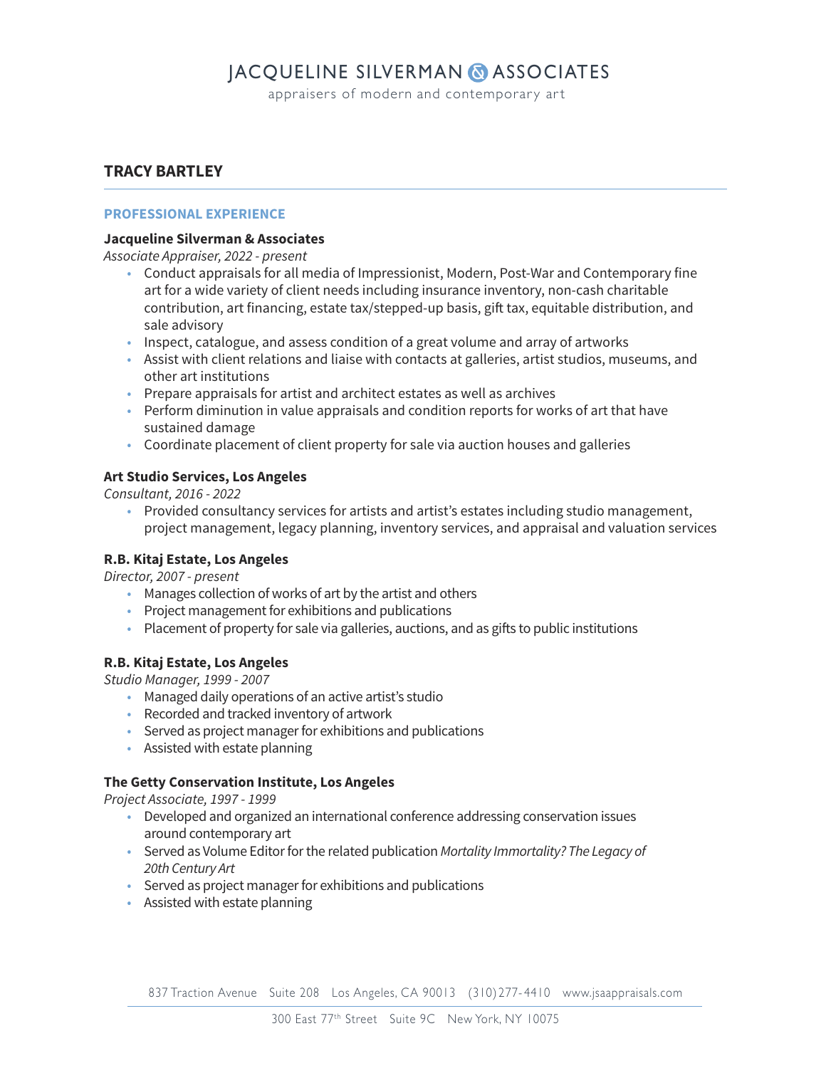# JACQUELINE SILVERMAN & ASSOCIATES

appraisers of modern and contemporary art

## TRACY BARTLEY

### PROFESSIONAL EXPERIENCE

**Jacqueline Silverman & Associates**
*Associate Appraiser, 2022 - present*

- Conduct appraisals for all media of Impressionist, Modern, Post-War and Contemporary fine art for a wide variety of client needs including insurance inventory, non-cash charitable contribution, art financing, estate tax/stepped-up basis, gift tax, equitable distribution, and sale advisory
- Inspect, catalogue, and assess condition of a great volume and array of artworks
- Assist with client relations and liaise with contacts at galleries, artist studios, museums, and other art institutions
- Prepare appraisals for artist and architect estates as well as archives
- Perform diminution in value appraisals and condition reports for works of art that have sustained damage
- Coordinate placement of client property for sale via auction houses and galleries

**Art Studio Services, Los Angeles**
*Consultant, 2016 - 2022*

- Provided consultancy services for artists and artist's estates including studio management, project management, legacy planning, inventory services, and appraisal and valuation services

**R.B. Kitaj Estate, Los Angeles**
*Director, 2007 - present*

- Manages collection of works of art by the artist and others
- Project management for exhibitions and publications
- Placement of property for sale via galleries, auctions, and as gifts to public institutions

**R.B. Kitaj Estate, Los Angeles**
*Studio Manager, 1999 - 2007*

- Managed daily operations of an active artist's studio
- Recorded and tracked inventory of artwork
- Served as project manager for exhibitions and publications
- Assisted with estate planning

**The Getty Conservation Institute, Los Angeles**
*Project Associate, 1997 - 1999*

- Developed and organized an international conference addressing conservation issues around contemporary art
- Served as Volume Editor for the related publication *Mortality Immortality? The Legacy of 20th Century Art*
- Served as project manager for exhibitions and publications
- Assisted with estate planning

837 Traction Avenue   Suite 208   Los Angeles, CA 90013   (310) 277-4410   www.jsaappraisals.com

300 East 77th Street   Suite 9C   New York, NY 10075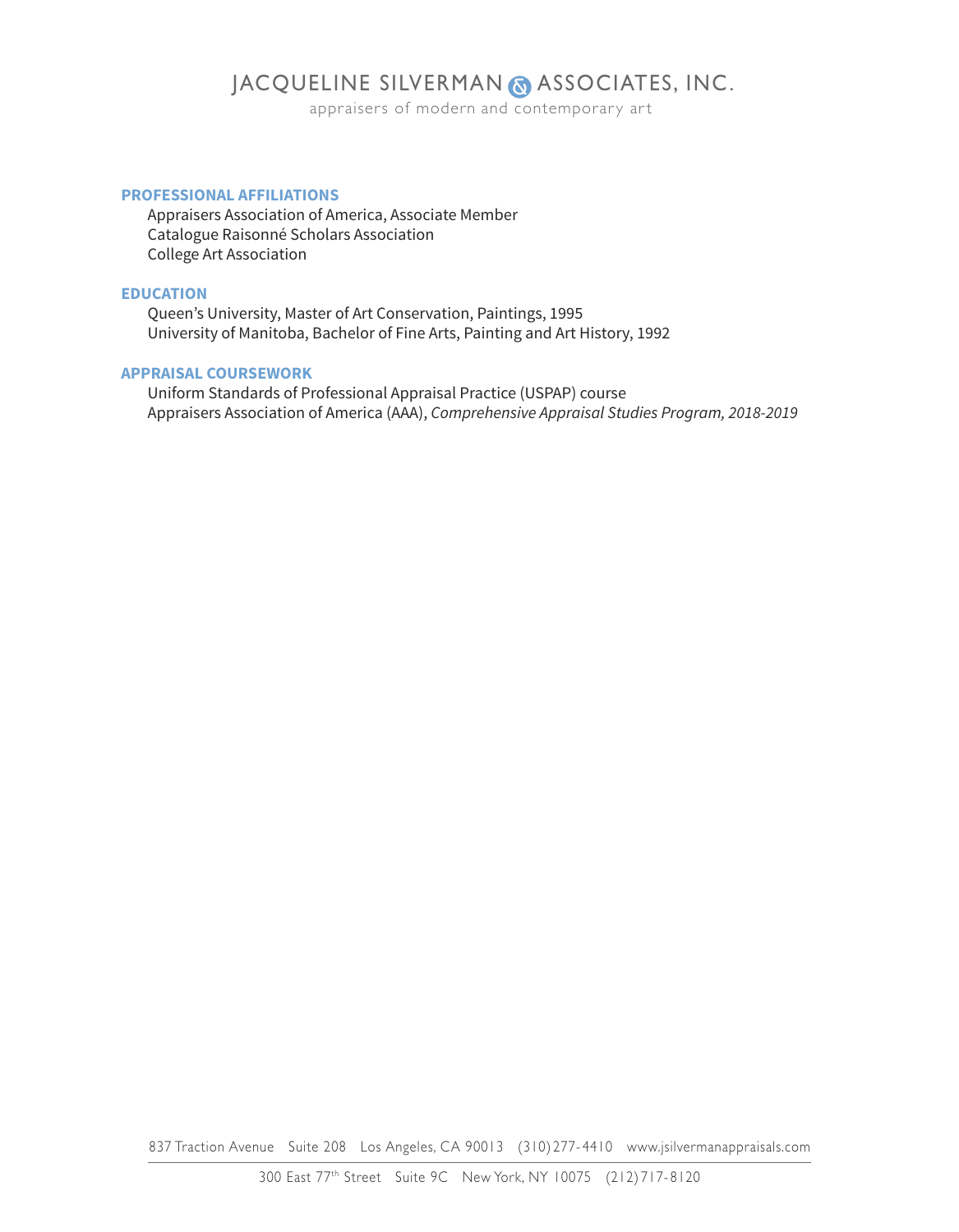## PROFESSIONAL AFFILIATIONS

Appraisers Association of America, Associate Member
Catalogue Raisonné Scholars Association
College Art Association

## EDUCATION

Queen's University, Master of Art Conservation, Paintings, 1995
University of Manitoba, Bachelor of Fine Arts, Painting and Art History, 1992

## APPRAISAL COURSEWORK

Uniform Standards of Professional Appraisal Practice (USPAP) course
Appraisers Association of America (AAA), *Comprehensive Appraisal Studies Program, 2018-2019*